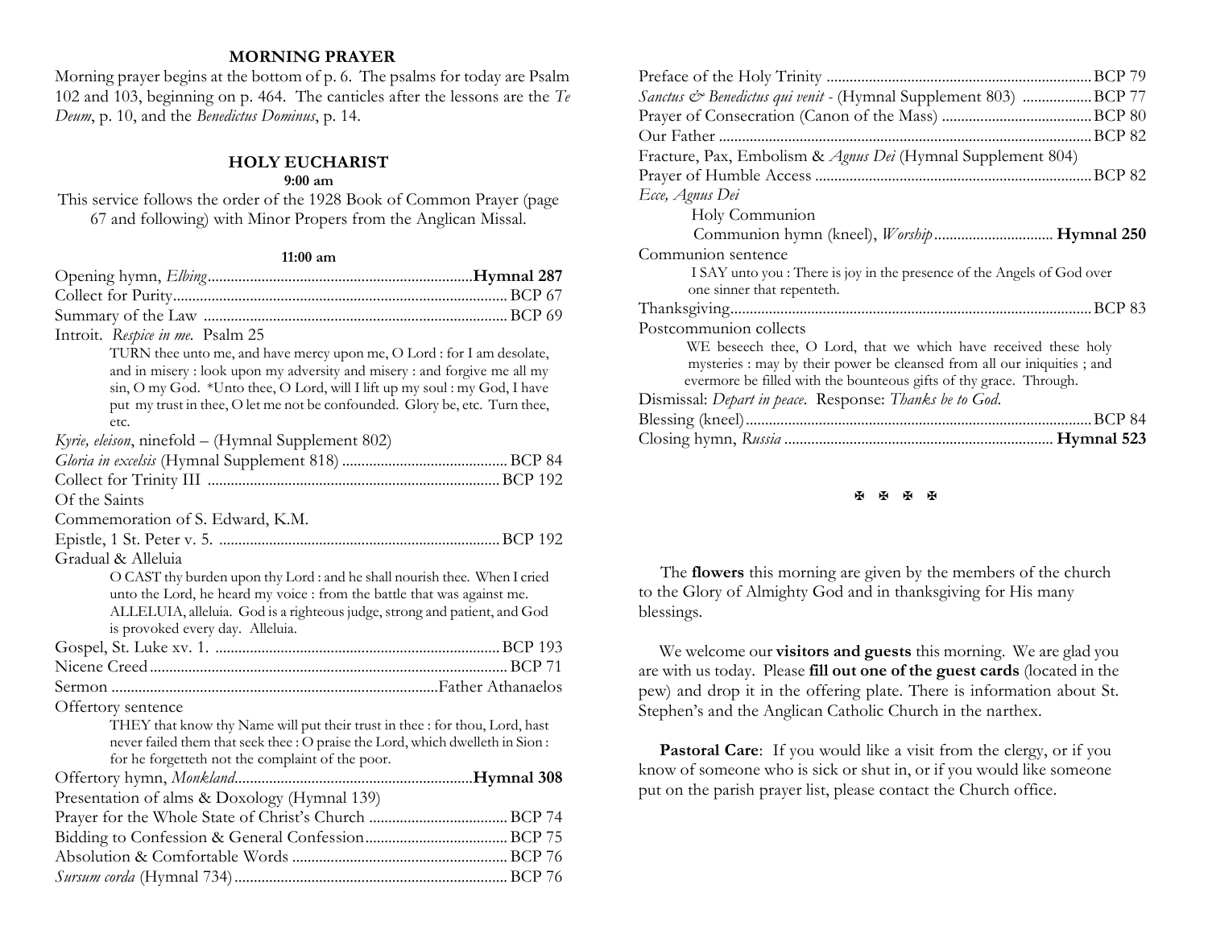## MORNING PRAYER

Morning prayer begins at the bottom of p. 6. The psalms for today are Psalm 102 and 103, beginning on p. 464. The canticles after the lessons are the *Te Deum*, p. 10, and the *Benedictus Dominus*, p. 14.

## HOLY EUCHARIST

**9:00 am**

This service follows the order of the 1928 Book of Common Prayer (page 67 and following) with Minor Propers from the Anglican Missal.

**11:00 am**

Opening hymn, *Elbing* .................... **Hymnal 287**
Collect for Purity .................... BCP 67
Summary of the Law .................... BCP 69
Introit. *Respice in me.* Psalm 25

> TURN thee unto me, and have mercy upon me, O Lord : for I am desolate, and in misery : look upon my adversity and misery : and forgive me all my sin, O my God. *Unto thee, O Lord, will I lift up my soul : my God, I have put my trust in thee, O let me not be confounded. Glory be, etc. Turn thee, etc.

*Kyrie, eleison*, ninefold – (Hymnal Supplement 802)
*Gloria in excelsis* (Hymnal Supplement 818) .................... BCP 84
Collect for Trinity III .................... BCP 192
Of the Saints
Commemoration of S. Edward, K.M.
Epistle, 1 St. Peter v. 5. .................... BCP 192
Gradual & Alleluia

> O CAST thy burden upon thy Lord : and he shall nourish thee. When I cried unto the Lord, he heard my voice : from the battle that was against me. ALLELUIA, alleluia. God is a righteous judge, strong and patient, and God is provoked every day. Alleluia.

Gospel, St. Luke xv. 1. .................... BCP 193
Nicene Creed .................... BCP 71
Sermon .................... Father Athanaelos
Offertory sentence

> THEY that know thy Name will put their trust in thee : for thou, Lord, hast never failed them that seek thee : O praise the Lord, which dwelleth in Sion : for he forgetteth not the complaint of the poor.

Offertory hymn, *Monkland* .................... **Hymnal 308**
Presentation of alms & Doxology (Hymnal 139)
Prayer for the Whole State of Christ's Church .................... BCP 74
Bidding to Confession & General Confession .................... BCP 75
Absolution & Comfortable Words .................... BCP 76
*Sursum corda* (Hymnal 734) .................... BCP 76
Preface of the Holy Trinity .................... BCP 79
*Sanctus & Benedictus qui venit* - (Hymnal Supplement 803) .................... BCP 77
Prayer of Consecration (Canon of the Mass) .................... BCP 80
Our Father .................... BCP 82
Fracture, Pax, Embolism & *Agnus Dei* (Hymnal Supplement 804)
Prayer of Humble Access .................... BCP 82
*Ecce, Agnus Dei*

Holy Communion
Communion hymn (kneel), *Worship* .................... **Hymnal 250**

Communion sentence

> I SAY unto you : There is joy in the presence of the Angels of God over one sinner that repenteth.

Thanksgiving .................... BCP 83
Postcommunion collects

> WE beseech thee, O Lord, that we which have received these holy mysteries : may by their power be cleansed from all our iniquities ; and evermore be filled with the bounteous gifts of thy grace. Through.

Dismissal: *Depart in peace.* Response: *Thanks be to God.*
Blessing (kneel) .................... BCP 84
Closing hymn, *Russia* .................... **Hymnal 523**

✠ ✠ ✠ ✠

The **flowers** this morning are given by the members of the church to the Glory of Almighty God and in thanksgiving for His many blessings.

We welcome our **visitors and guests** this morning. We are glad you are with us today. Please **fill out one of the guest cards** (located in the pew) and drop it in the offering plate. There is information about St. Stephen's and the Anglican Catholic Church in the narthex.

**Pastoral Care**: If you would like a visit from the clergy, or if you know of someone who is sick or shut in, or if you would like someone put on the parish prayer list, please contact the Church office.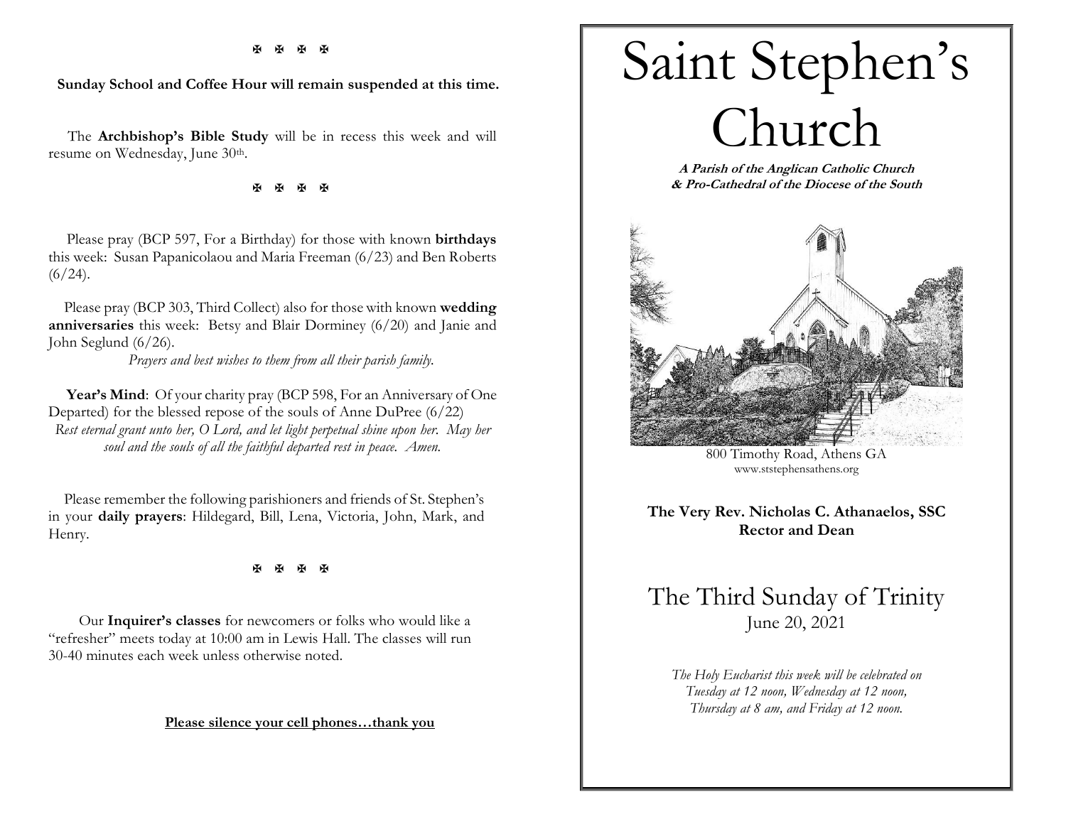✠ ✠ ✠ ✠

**Sunday School and Coffee Hour will remain suspended at this time.**

The **Archbishop's Bible Study** will be in recess this week and will resume on Wednesday, June 30th.

✠ ✠ ✠ ✠

Please pray (BCP 597, For a Birthday) for those with known **birthdays** this week: Susan Papanicolaou and Maria Freeman (6/23) and Ben Roberts (6/24).

Please pray (BCP 303, Third Collect) also for those with known **wedding anniversaries** this week: Betsy and Blair Dorminey (6/20) and Janie and John Seglund (6/26).

*Prayers and best wishes to them from all their parish family.*

**Year's Mind**: Of your charity pray (BCP 598, For an Anniversary of One Departed) for the blessed repose of the souls of Anne DuPree (6/22)

*Rest eternal grant unto her, O Lord, and let light perpetual shine upon her. May her soul and the souls of all the faithful departed rest in peace. Amen.*

Please remember the following parishioners and friends of St. Stephen's in your **daily prayers**: Hildegard, Bill, Lena, Victoria, John, Mark, and Henry.

✠ ✠ ✠ ✠

Our **Inquirer's classes** for newcomers or folks who would like a "refresher" meets today at 10:00 am in Lewis Hall. The classes will run 30-40 minutes each week unless otherwise noted.

**Please silence your cell phones…thank you**

# Saint Stephen's Church

***A Parish of the Anglican Catholic Church***
***& Pro-Cathedral of the Diocese of the South***

800 Timothy Road, Athens GA
www.ststephensathens.org

**The Very Rev. Nicholas C. Athanaelos, SSC**
**Rector and Dean**

## The Third Sunday of Trinity

June 20, 2021

*The Holy Eucharist this week will be celebrated on Tuesday at 12 noon, Wednesday at 12 noon, Thursday at 8 am, and Friday at 12 noon.*